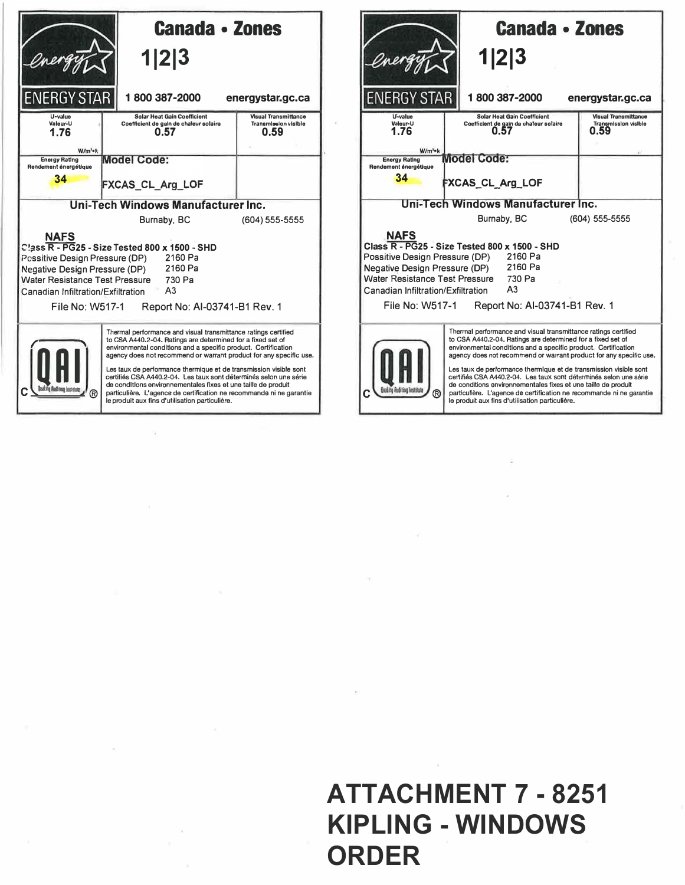## ENERGY STAR

**Canada • Zones 1|2|3**

1 800 387-2000 energystar.gc.ca

| U-value Valeur-U | Solar Heat Gain Coefficient Coefficient de gain de chaleur solaire | Visual Transmittance Transmission visible |
|---|---|---|
| 1.76 W/m²•k | 0.57 | 0.59 |
| Energy Rating Rendement énergétique 34 | Model Code: FXCAS_CL_Arg_LOF | |

**Uni-Tech Windows Manufacturer Inc.**

Burnaby, BC (604) 555-5555

**NAFS**

**Class R - PG25 - Size Tested 800 x 1500 - SHD**

| | |
|---|---|
| Possitive Design Pressure (DP) | 2160 Pa |
| Negative Design Pressure (DP) | 2160 Pa |
| Water Resistance Test Pressure | 730 Pa |
| Canadian Infiltration/Exfiltration | A3 |

File No: W517-1 Report No: AI-03741-B1 Rev. 1

QAI – Quality Auditing Institute

Thermal performance and visual transmittance ratings certified to CSA A440.2-04. Ratings are determined for a fixed set of environmental conditions and a specific product. Certification agency does not recommend or warrant product for any specific use.

Les taux de performance thermique et de transmission visible sont certifiés CSA A440.2-04. Les taux sont déterminés selon une série de conditions environnementales fixes et une taille de produit particulière. L'agence de certification ne recommande ni ne garantie le produit aux fins d'utilisation particulière.

---

## ENERGY STAR

**Canada • Zones 1|2|3**

1 800 387-2000 energystar.gc.ca

| U-value Valeur-U | Solar Heat Gain Coefficient Coefficient de gain de chaleur solaire | Visual Transmittance Transmission visible |
|---|---|---|
| 1.76 W/m²•k | 0.57 | 0.59 |
| Energy Rating Rendement énergétique 34 | Model Code: FXCAS_CL_Arg_LOF | |

**Uni-Tech Windows Manufacturer Inc.**

Burnaby, BC (604) 555-5555

**NAFS**

**Class R - PG25 - Size Tested 800 x 1500 - SHD**

| | |
|---|---|
| Possitive Design Pressure (DP) | 2160 Pa |
| Negative Design Pressure (DP) | 2160 Pa |
| Water Resistance Test Pressure | 730 Pa |
| Canadian Infiltration/Exfiltration | A3 |

File No: W517-1 Report No: AI-03741-B1 Rev. 1

QAI – Quality Auditing Institute

Thermal performance and visual transmittance ratings certified to CSA A440.2-04. Ratings are determined for a fixed set of environmental conditions and a specific product. Certification agency does not recommend or warrant product for any specific use.

Les taux de performance thermique et de transmission visible sont certifiés CSA A440.2-04. Les taux sont déterminés selon une série de conditions environnementales fixes et une taille de produit particulière. L'agence de certification ne recommande ni ne garantie le produit aux fins d'utilisation particulière.

# ATTACHMENT 7 - 8251 KIPLING - WINDOWS ORDER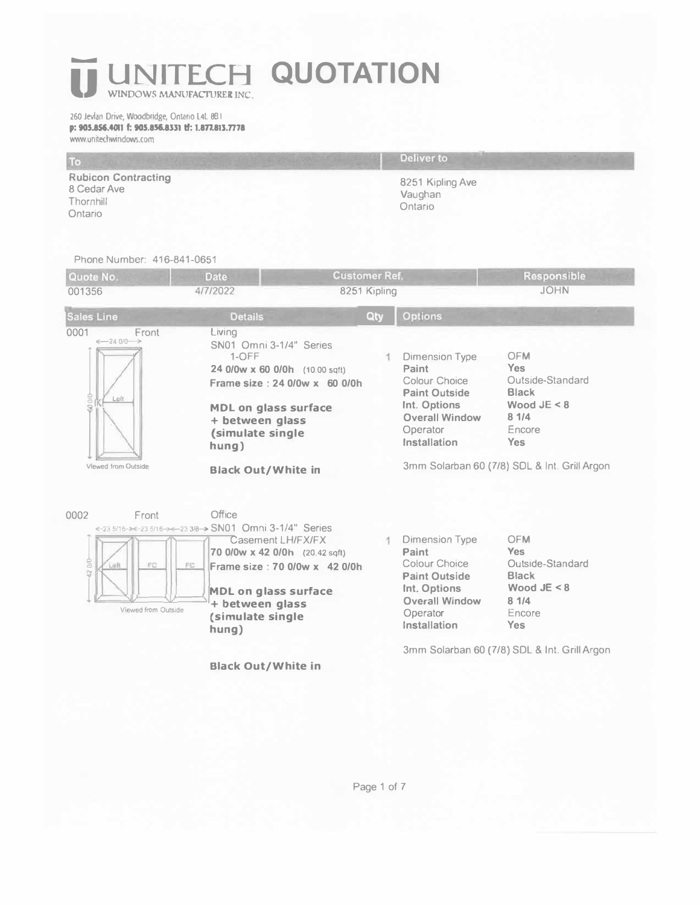# UNITECH QUOTATION

WINDOWS MANUFACTURER INC.

260 Jevlan Drive, Woodbridge, Ontario L4L 8B1
**p: 905.856.4011 f: 905.856.8331 tf: 1.877.813.7778**
www.unitechwindows.com

| To | Deliver to |
|---|---|
| **Rubicon Contracting**<br>8 Cedar Ave<br>Thornhill<br>Ontario | 8251 Kipling Ave<br>Vaughan<br>Ontario |

Phone Number: 416-841-0651

| Quote No. | Date | Customer Ref. | Responsible |
|---|---|---|---|
| 001356 | 4/7/2022 | 8251 Kipling | JOHN |

| Sales Line | Details | Qty | Options | |
|---|---|---|---|---|
| 0001 Front<br>24 0/0 (width) x 60 0/0 (height)<br>Left<br>Viewed from Outside | Living<br>SN01 Omni 3-1/4" Series<br>1-OFF<br>**24 0/0w x 60 0/0h** (10.00 sqft)<br>**Frame size : 24 0/0w x 60 0/0h**<br><br>**MDL on glass surface + between glass (simulate single hung)**<br><br>**Black Out/White in** | 1 | Dimension Type<br>**Paint**<br>Colour Choice<br>**Paint Outside**<br>**Int. Options**<br>**Overall Window**<br>Operator<br>**Installation**<br><br>3mm Solarban 60 (7/8) SDL & Int. Grill Argon | OFM<br>**Yes**<br>Outside-Standard<br>**Black**<br>**Wood JE < 8**<br>**8 1/4**<br>Encore<br>**Yes** |
| 0002 Front<br>23 5/16 / 23 5/16 / 23 3/8 (widths) x 42 0/0 (height)<br>Left / FC / FC<br>Viewed from Outside | Office<br>SN01 Omni 3-1/4" Series<br>Casement LH/FX/FX<br>**70 0/0w x 42 0/0h** (20.42 sqft)<br>**Frame size : 70 0/0w x 42 0/0h**<br><br>**MDL on glass surface + between glass (simulate single hung)**<br><br>**Black Out/White in** | 1 | Dimension Type<br>**Paint**<br>Colour Choice<br>**Paint Outside**<br>**Int. Options**<br>**Overall Window**<br>Operator<br>**Installation**<br><br>3mm Solarban 60 (7/8) SDL & Int. Grill Argon | OFM<br>**Yes**<br>Outside-Standard<br>**Black**<br>**Wood JE < 8**<br>**8 1/4**<br>Encore<br>**Yes** |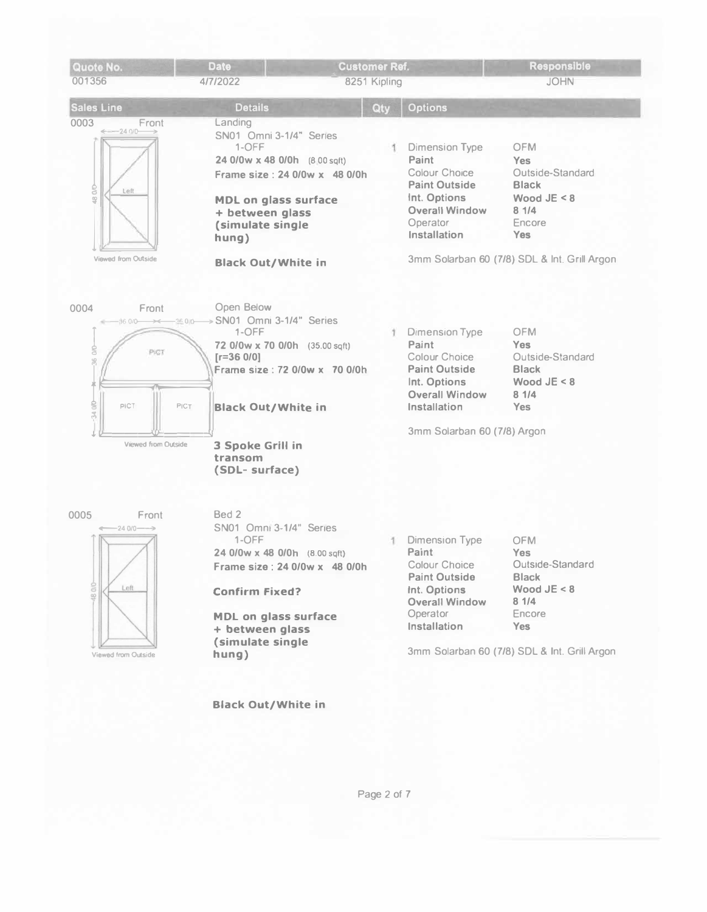| Quote No. | Date | Customer Ref. | Responsible |
| --- | --- | --- | --- |
| 001356 | 4/7/2022 | 8251 Kipling | JOHN |

| Sales Line | Details | Qty | Options | |
| --- | --- | --- | --- | --- |
| 0003 Front | Landing<br>SN01 Omni 3-1/4" Series<br>1-OFF<br>**24 0/0w x 48 0/0h** (8.00 sqft)<br>**Frame size : 24 0/0w x 48 0/0h**<br><br>**MDL on glass surface + between glass (simulate single hung)**<br><br>**Black Out/White in** | 1 | Dimension Type<br>**Paint**<br>Colour Choice<br>**Paint Outside**<br>**Int. Options**<br>**Overall Window**<br>Operator<br>**Installation**<br><br>3mm Solarban 60 (7/8) SDL & Int. Grill Argon | OFM<br>**Yes**<br>Outside-Standard<br>**Black**<br>**Wood JE < 8**<br>**8 1/4**<br>Encore<br>**Yes** |
| 0004 Front | Open Below<br>SN01 Omni 3-1/4" Series<br>1-OFF<br>**72 0/0w x 70 0/0h** (35.00 sqft)<br>**[r=36 0/0]**<br>**Frame size : 72 0/0w x 70 0/0h**<br><br>**Black Out/White in**<br><br>**3 Spoke Grill in transom (SDL- surface)** | 1 | Dimension Type<br>**Paint**<br>Colour Choice<br>**Paint Outside**<br>**Int. Options**<br>**Overall Window**<br>**Installation**<br><br>3mm Solarban 60 (7/8) Argon | OFM<br>**Yes**<br>Outside-Standard<br>**Black**<br>**Wood JE < 8**<br>**8 1/4**<br>**Yes** |
| 0005 Front | Bed 2<br>SN01 Omni 3-1/4" Series<br>1-OFF<br>**24 0/0w x 48 0/0h** (8.00 sqft)<br>**Frame size : 24 0/0w x 48 0/0h**<br><br>**Confirm Fixed?**<br><br>**MDL on glass surface + between glass (simulate single hung)**<br><br>**Black Out/White in** | 1 | Dimension Type<br>**Paint**<br>Colour Choice<br>**Paint Outside**<br>**Int. Options**<br>**Overall Window**<br>Operator<br>**Installation**<br><br>3mm Solarban 60 (7/8) SDL & Int. Grill Argon | OFM<br>**Yes**<br>Outside-Standard<br>**Black**<br>**Wood JE < 8**<br>**8 1/4**<br>Encore<br>**Yes** |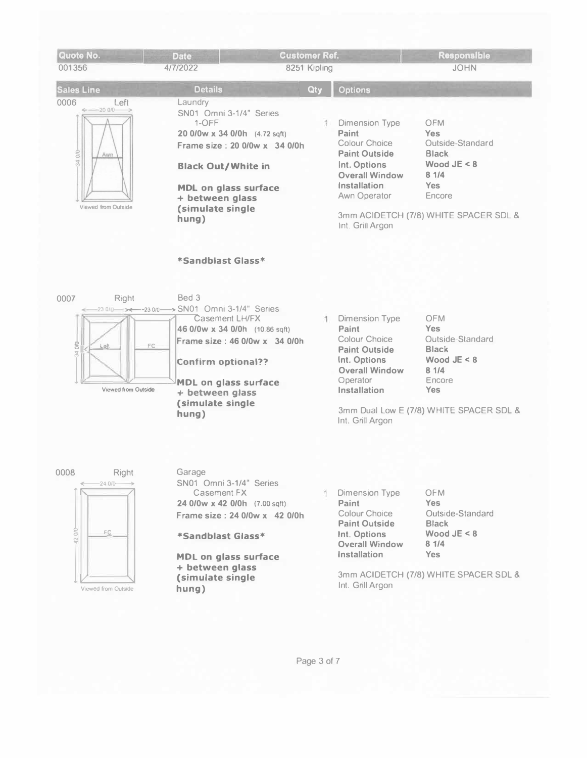| Quote No. | Date | Customer Ref. | Responsible |
|---|---|---|---|
| 001356 | 4/7/2022 | 8251 Kipling | JOHN |

| Sales Line | Details | Qty | Options |
|---|---|---|---|
| 0006 Left (20 0/0 x 34 0/0, Awn, Viewed from Outside) | Laundry<br>SN01 Omni 3-1/4" Series<br>1-OFF<br>**20 0/0w x 34 0/0h** (4.72 sqft)<br>**Frame size : 20 0/0w x 34 0/0h**<br><br>**Black Out/White in**<br><br>**MDL on glass surface + between glass (simulate single hung)**<br><br>***Sandblast Glass*** | 1 | Dimension Type: OFM<br>**Paint: Yes**<br>Colour Choice: Outside-Standard<br>**Paint Outside: Black**<br>**Int. Options: Wood JE < 8**<br>**Overall Window: 8 1/4**<br>**Installation: Yes**<br>Awn Operator: Encore<br><br>3mm ACIDETCH (7/8) WHITE SPACER SDL & Int. Grill Argon |
| 0007 Right (23 0/0 + 23 0/0 x 34 0/0, Left / FC, Viewed from Outside) | Bed 3<br>SN01 Omni 3-1/4" Series<br>Casement LH/FX<br>**46 0/0w x 34 0/0h** (10.86 sqft)<br>**Frame size : 46 0/0w x 34 0/0h**<br><br>**Confirm optional??**<br><br>**MDL on glass surface + between glass (simulate single hung)** | 1 | Dimension Type: OFM<br>**Paint: Yes**<br>Colour Choice: Outside-Standard<br>**Paint Outside: Black**<br>**Int. Options: Wood JE < 8**<br>**Overall Window: 8 1/4**<br>Operator: Encore<br>**Installation: Yes**<br><br>3mm Dual Low E (7/8) WHITE SPACER SDL & Int. Grill Argon |
| 0008 Right (24 0/0 x 42 0/0, FC, Viewed from Outside) | Garage<br>SN01 Omni 3-1/4" Series<br>Casement FX<br>**24 0/0w x 42 0/0h** (7.00 sqft)<br>**Frame size : 24 0/0w x 42 0/0h**<br><br>***Sandblast Glass***<br><br>**MDL on glass surface + between glass (simulate single hung)** | 1 | Dimension Type: OFM<br>**Paint: Yes**<br>Colour Choice: Outside-Standard<br>**Paint Outside: Black**<br>**Int. Options: Wood JE < 8**<br>**Overall Window: 8 1/4**<br>**Installation: Yes**<br><br>3mm ACIDETCH (7/8) WHITE SPACER SDL & Int. Grill Argon |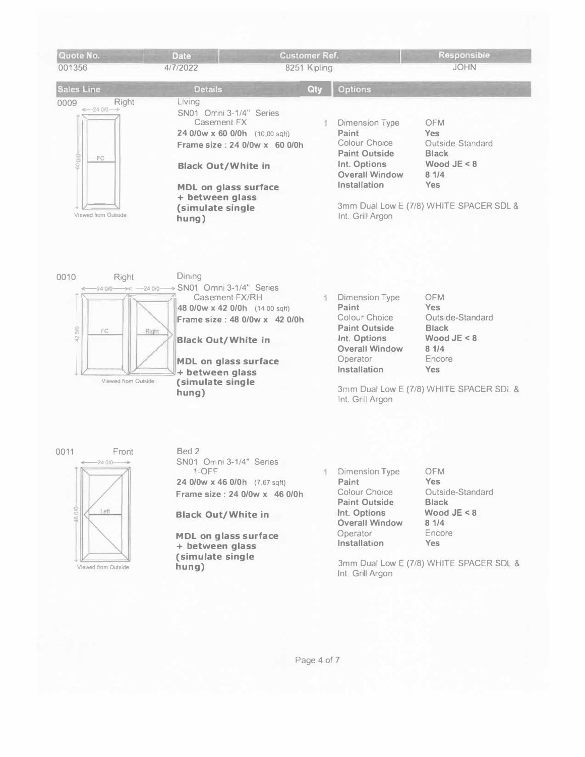| Quote No. | Date | Customer Ref. | Responsible |
|---|---|---|---|
| 001356 | 4/7/2022 | 8251 Kipling | JOHN |

| Sales Line | Details | Qty | Options |
|---|---|---|---|
| 0009 Right<br>24 0/0 × 60 0/0<br>FC<br>Viewed from Outside | Living<br>SN01 Omni 3-1/4" Series<br>Casement FX<br>**24 0/0w x 60 0/0h** (10.00 sqft)<br>**Frame size : 24 0/0w x 60 0/0h**<br>**Black Out/White in**<br>**MDL on glass surface + between glass (simulate single hung)** | 1 | Dimension Type: OFM<br>**Paint: Yes**<br>Colour Choice: Outside-Standard<br>**Paint Outside: Black**<br>**Int. Options: Wood JE < 8**<br>**Overall Window: 8 1/4**<br>**Installation: Yes**<br>3mm Dual Low E (7/8) WHITE SPACER SDL & Int. Grill Argon |
| 0010 Right<br>24 0/0 + 24 0/0 × 42 0/0<br>FC / Right<br>Viewed from Outside | Dining<br>SN01 Omni 3-1/4" Series<br>Casement FX/RH<br>**48 0/0w x 42 0/0h** (14.00 sqft)<br>**Frame size : 48 0/0w x 42 0/0h**<br>**Black Out/White in**<br>**MDL on glass surface + between glass (simulate single hung)** | 1 | Dimension Type: OFM<br>**Paint: Yes**<br>Colour Choice: Outside-Standard<br>**Paint Outside: Black**<br>**Int. Options: Wood JE < 8**<br>**Overall Window: 8 1/4**<br>Operator: Encore<br>**Installation: Yes**<br>3mm Dual Low E (7/8) WHITE SPACER SDL & Int. Grill Argon |
| 0011 Front<br>24 0/0 × 46 0/0<br>Left<br>Viewed from Outside | Bed 2<br>SN01 Omni 3-1/4" Series<br>1-OFF<br>**24 0/0w x 46 0/0h** (7.67 sqft)<br>**Frame size : 24 0/0w x 46 0/0h**<br>**Black Out/White in**<br>**MDL on glass surface + between glass (simulate single hung)** | 1 | Dimension Type: OFM<br>**Paint: Yes**<br>Colour Choice: Outside-Standard<br>**Paint Outside: Black**<br>**Int. Options: Wood JE < 8**<br>**Overall Window: 8 1/4**<br>Operator: Encore<br>**Installation: Yes**<br>3mm Dual Low E (7/8) WHITE SPACER SDL & Int. Grill Argon |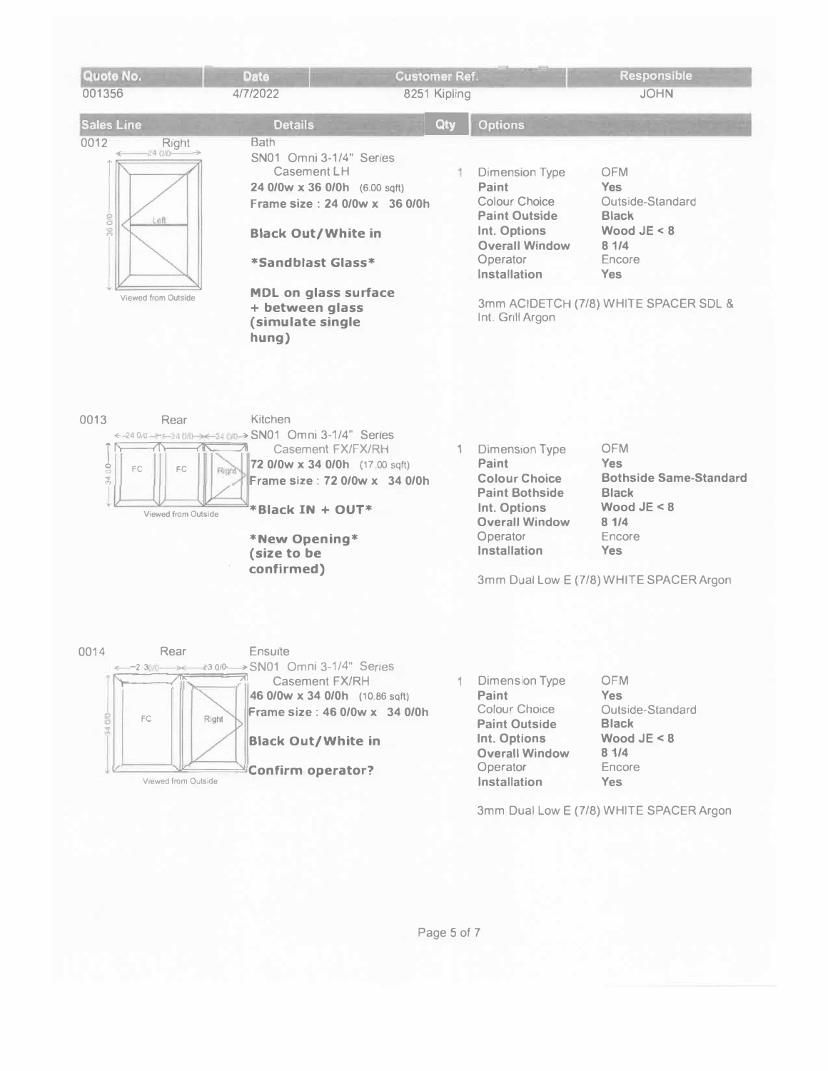| Quote No. | Date | Customer Ref. | Responsible |
|---|---|---|---|
| 001356 | 4/7/2022 | 8251 Kipling | JOHN |

| Sales Line | Details | Qty | Options | |
|---|---|---|---|---|
| 0012 Right | Bath<br>SN01 Omni 3-1/4" Series<br>Casement LH<br>**24 0/0w x 36 0/0h** (6.00 sqft)<br>**Frame size : 24 0/0w x 36 0/0h**<br>**Black Out/White in**<br>***Sandblast Glass***<br>**MDL on glass surface + between glass (simulate single hung)** | 1 | Dimension Type<br>**Paint**<br>Colour Choice<br>**Paint Outside**<br>Int. Options<br>**Overall Window**<br>Operator<br>Installation | OFM<br>**Yes**<br>Outside-Standard<br>**Black**<br>**Wood JE < 8**<br>**8 1/4**<br>Encore<br>**Yes** |
| | | | 3mm ACIDETCH (7/8) WHITE SPACER SDL & Int. Grill Argon | |
| 0013 Rear | Kitchen<br>SN01 Omni 3-1/4" Series<br>Casement FX/FX/RH<br>**72 0/0w x 34 0/0h** (17.00 sqft)<br>**Frame size : 72 0/0w x 34 0/0h**<br>***Black IN + OUT***<br>***New Opening* (size to be confirmed)** | 1 | Dimension Type<br>**Paint**<br>**Colour Choice**<br>**Paint Bothside**<br>**Int. Options**<br>**Overall Window**<br>Operator<br>**Installation** | OFM<br>**Yes**<br>**Bothside Same-Standard**<br>**Black**<br>**Wood JE < 8**<br>**8 1/4**<br>Encore<br>**Yes** |
| | | | 3mm Dual Low E (7/8) WHITE SPACER Argon | |
| 0014 Rear | Ensuite<br>SN01 Omni 3-1/4" Series<br>Casement FX/RH<br>**46 0/0w x 34 0/0h** (10.86 sqft)<br>**Frame size : 46 0/0w x 34 0/0h**<br>**Black Out/White in**<br>**Confirm operator?** | 1 | Dimension Type<br>**Paint**<br>Colour Choice<br>**Paint Outside**<br>**Int. Options**<br>**Overall Window**<br>Operator<br>**Installation** | OFM<br>**Yes**<br>Outside-Standard<br>**Black**<br>**Wood JE < 8**<br>**8 1/4**<br>Encore<br>**Yes** |
| | | | 3mm Dual Low E (7/8) WHITE SPACER Argon | |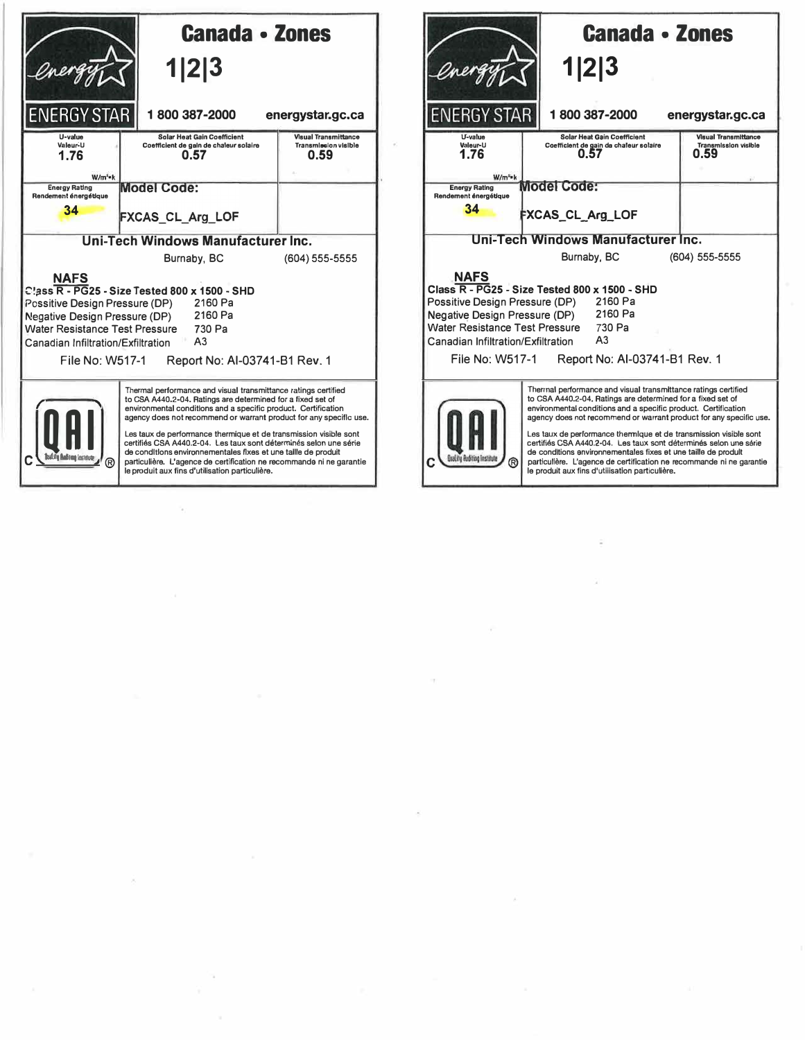## Canada • Zones 1|2|3

ENERGY STAR 1 800 387-2000 energystar.gc.ca

| U-value Valeur-U | Solar Heat Gain Coefficient Coefficient de gain de chaleur solaire | Visual Transmittance Transmission visible |
|---|---|---|
| 1.76 W/m²•k | 0.57 | 0.59 |
| Energy Rating Rendement énergétique 34 | Model Code: FXCAS_CL_Arg_LOF | |

**Uni-Tech Windows Manufacturer Inc.**

Burnaby, BC (604) 555-5555

**NAFS**

**Class R - PG25 - Size Tested 800 x 1500 - SHD**

| | |
|---|---|
| Possitive Design Pressure (DP) | 2160 Pa |
| Negative Design Pressure (DP) | 2160 Pa |
| Water Resistance Test Pressure | 730 Pa |
| Canadian Infiltration/Exfiltration | A3 |

File No: W517-1 Report No: AI-03741-B1 Rev. 1

QAI Quality Auditing Institute

Thermal performance and visual transmittance ratings certified to CSA A440.2-04. Ratings are determined for a fixed set of environmental conditions and a specific product. Certification agency does not recommend or warrant product for any specific use.

Les taux de performance thermique et de transmission visible sont certifiés CSA A440.2-04. Les taux sont déterminés selon une série de conditions environnementales fixes et une taille de produit particulière. L'agence de certification ne recommande ni ne garantie le produit aux fins d'utilisation particulière.

---

## Canada • Zones 1|2|3

ENERGY STAR 1 800 387-2000 energystar.gc.ca

| U-value Valeur-U | Solar Heat Gain Coefficient Coefficient de gain de chaleur solaire | Visual Transmittance Transmission visible |
|---|---|---|
| 1.76 W/m²•k | 0.57 | 0.59 |
| Energy Rating Rendement énergétique 34 | Model Code: FXCAS_CL_Arg_LOF | |

**Uni-Tech Windows Manufacturer Inc.**

Burnaby, BC (604) 555-5555

**NAFS**

**Class R - PG25 - Size Tested 800 x 1500 - SHD**

| | |
|---|---|
| Possitive Design Pressure (DP) | 2160 Pa |
| Negative Design Pressure (DP) | 2160 Pa |
| Water Resistance Test Pressure | 730 Pa |
| Canadian Infiltration/Exfiltration | A3 |

File No: W517-1 Report No: AI-03741-B1 Rev. 1

QAI Quality Auditing Institute

Thermal performance and visual transmittance ratings certified to CSA A440.2-04. Ratings are determined for a fixed set of environmental conditions and a specific product. Certification agency does not recommend or warrant product for any specific use.

Les taux de performance thermique et de transmission visible sont certifiés CSA A440.2-04. Les taux sont déterminés selon une série de conditions environnementales fixes et une taille de produit particulière. L'agence de certification ne recommande ni ne garantie le produit aux fins d'utilisation particulière.